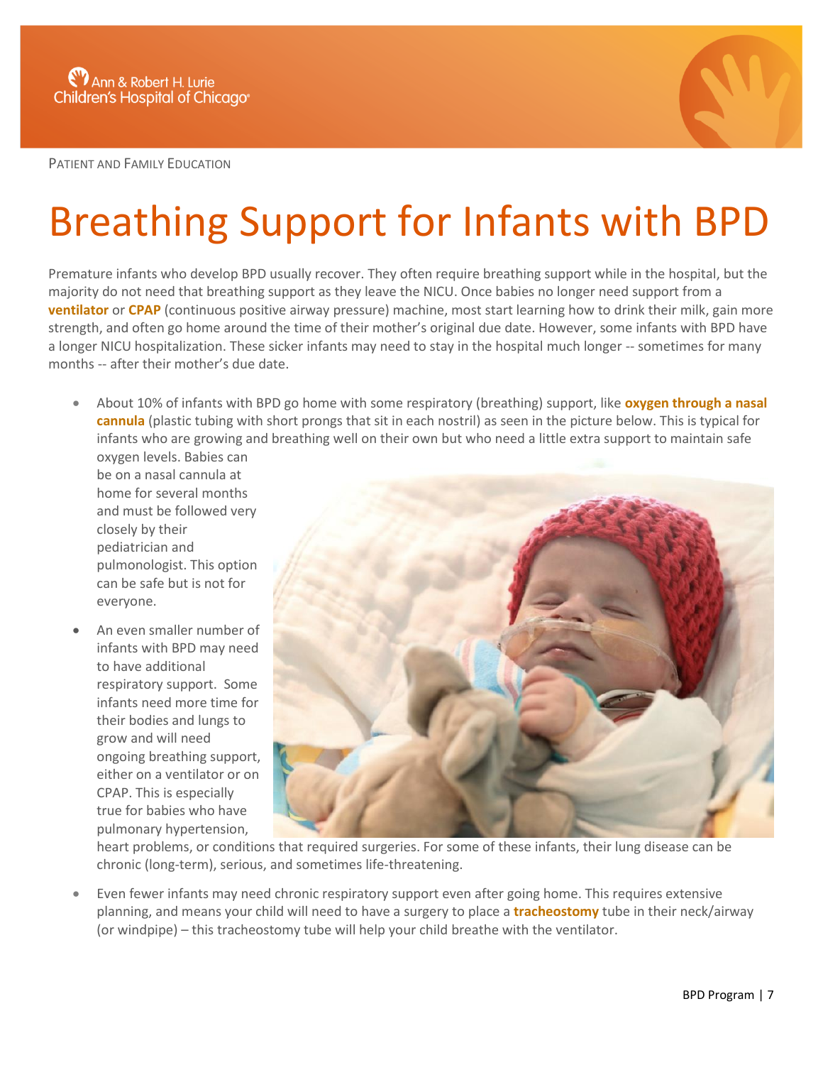Ann & Robert H. Lurie Children's Hospital of Chicago

PATIENT AND FAMILY EDUCATION

# Breathing Support for Infants with BPD

Premature infants who develop BPD usually recover. They often require breathing support while in the hospital, but the majority do not need that breathing support as they leave the NICU. Once babies no longer need support from a **ventilator** or **CPAP** (continuous positive airway pressure) machine, most start learning how to drink their milk, gain more strength, and often go home around the time of their mother's original due date. However, some infants with BPD have a longer NICU hospitalization. These sicker infants may need to stay in the hospital much longer -- sometimes for many months -- after their mother's due date.

- About 10% of infants with BPD go home with some respiratory (breathing) support, like **oxygen through a nasal cannula** (plastic tubing with short prongs that sit in each nostril) as seen in the picture below. This is typical for infants who are growing and breathing well on their own but who need a little extra support to maintain safe oxygen levels. Babies can be on a nasal cannula at home for several months and must be followed very closely by their pediatrician and pulmonologist. This option can be safe but is not for everyone.
- An even smaller number of infants with BPD may need to have additional respiratory support. Some infants need more time for their bodies and lungs to grow and will need ongoing breathing support, either on a ventilator or on CPAP. This is especially true for babies who have pulmonary hypertension, heart problems, or conditions that required surgeries. For some of these infants, their lung disease can be chronic (long-term), serious, and sometimes life-threatening.
- Even fewer infants may need chronic respiratory support even after going home. This requires extensive planning, and means your child will need to have a surgery to place a **tracheostomy** tube in their neck/airway (or windpipe) – this tracheostomy tube will help your child breathe with the ventilator.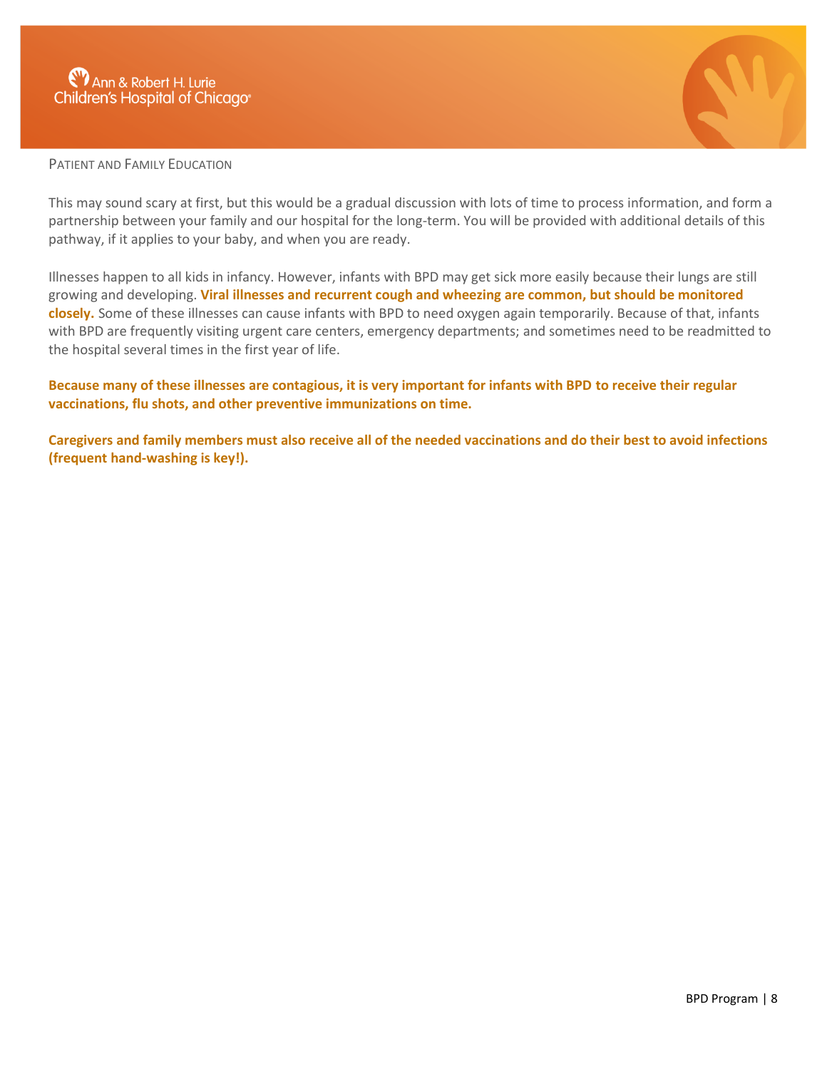This may sound scary at first, but this would be a gradual discussion with lots of time to process information, and form a partnership between your family and our hospital for the long-term. You will be provided with additional details of this pathway, if it applies to your baby, and when you are ready.

Illnesses happen to all kids in infancy. However, infants with BPD may get sick more easily because their lungs are still growing and developing. **Viral illnesses and recurrent cough and wheezing are common, but should be monitored closely.** Some of these illnesses can cause infants with BPD to need oxygen again temporarily. Because of that, infants with BPD are frequently visiting urgent care centers, emergency departments; and sometimes need to be readmitted to the hospital several times in the first year of life.

**Because many of these illnesses are contagious, it is very important for infants with BPD to receive their regular vaccinations, flu shots, and other preventive immunizations on time.**

**Caregivers and family members must also receive all of the needed vaccinations and do their best to avoid infections (frequent hand-washing is key!).**